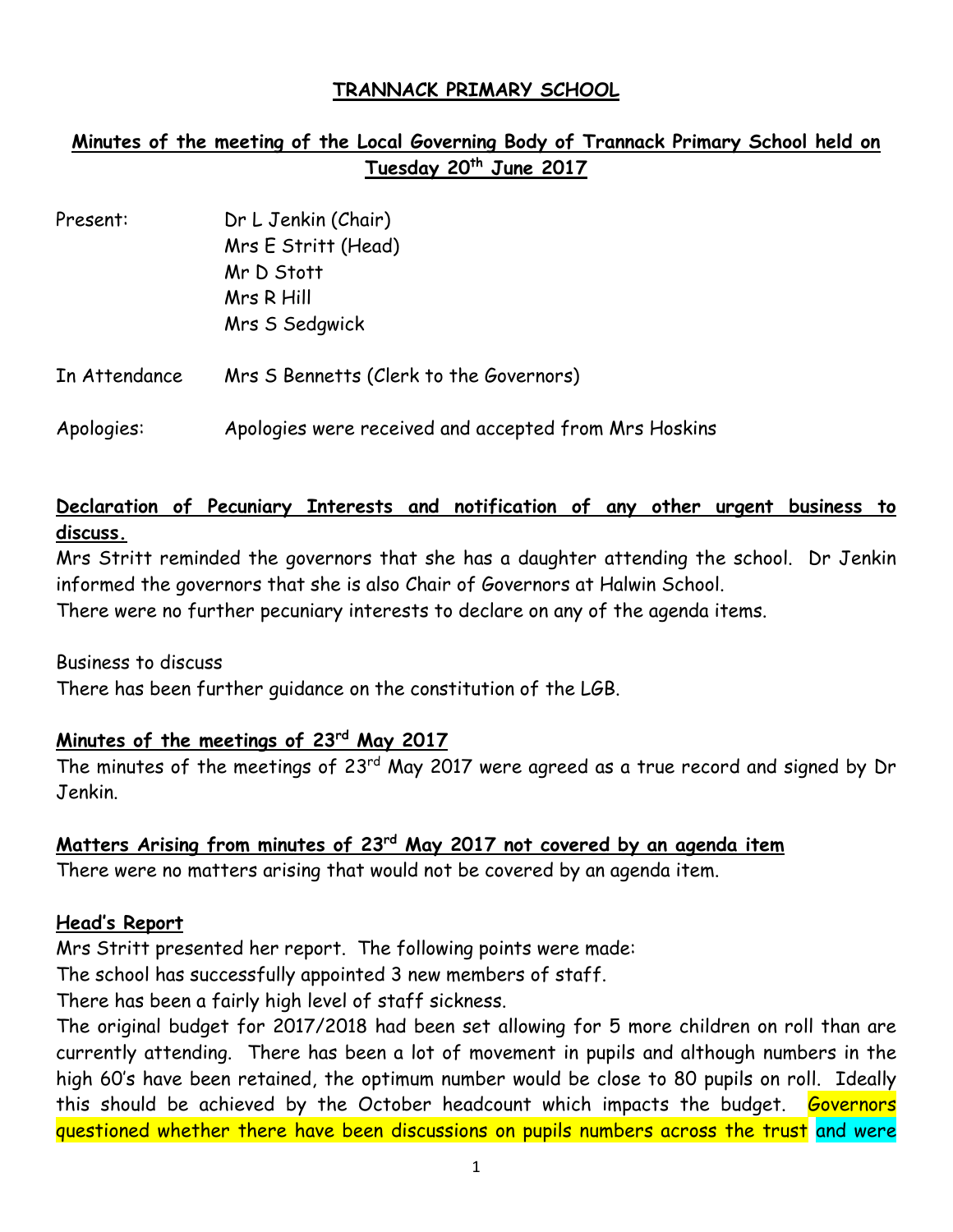# TRANNACK PRIMARY SCHOOL

## Minutes of the meeting of the Local Governing Body of Trannack Primary School held on Tuesday 20th June 2017

Present: Dr L Jenkin (Chair)
Mrs E Stritt (Head)
Mr D Stott
Mrs R Hill
Mrs S Sedgwick

In Attendance Mrs S Bennetts (Clerk to the Governors)

Apologies: Apologies were received and accepted from Mrs Hoskins

### Declaration of Pecuniary Interests and notification of any other urgent business to discuss.

Mrs Stritt reminded the governors that she has a daughter attending the school. Dr Jenkin informed the governors that she is also Chair of Governors at Halwin School.
There were no further pecuniary interests to declare on any of the agenda items.

Business to discuss
There has been further guidance on the constitution of the LGB.

### Minutes of the meetings of 23rd May 2017

The minutes of the meetings of 23rd May 2017 were agreed as a true record and signed by Dr Jenkin.

### Matters Arising from minutes of 23rd May 2017 not covered by an agenda item

There were no matters arising that would not be covered by an agenda item.

### Head's Report

Mrs Stritt presented her report. The following points were made:
The school has successfully appointed 3 new members of staff.
There has been a fairly high level of staff sickness.
The original budget for 2017/2018 had been set allowing for 5 more children on roll than are currently attending. There has been a lot of movement in pupils and although numbers in the high 60's have been retained, the optimum number would be close to 80 pupils on roll. Ideally this should be achieved by the October headcount which impacts the budget. Governors questioned whether there have been discussions on pupils numbers across the trust and were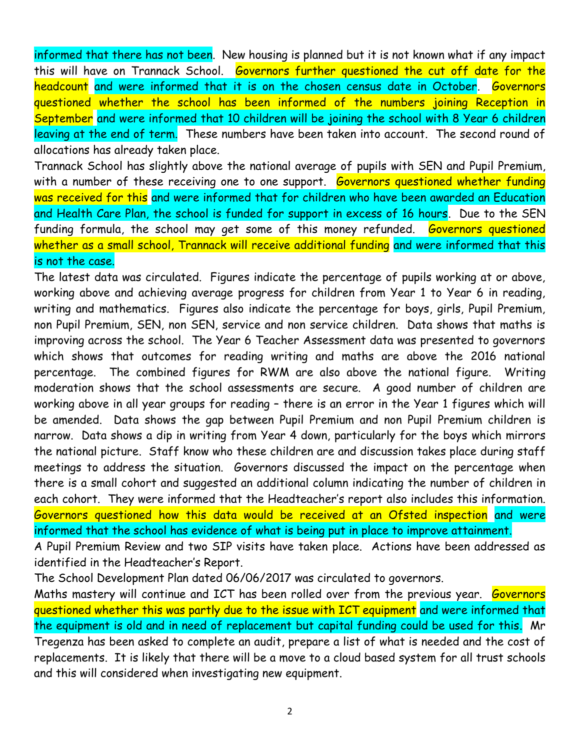informed that there has not been. New housing is planned but it is not known what if any impact this will have on Trannack School. Governors further questioned the cut off date for the headcount and were informed that it is on the chosen census date in October. Governors questioned whether the school has been informed of the numbers joining Reception in September and were informed that 10 children will be joining the school with 8 Year 6 children leaving at the end of term. These numbers have been taken into account. The second round of allocations has already taken place.

Trannack School has slightly above the national average of pupils with SEN and Pupil Premium, with a number of these receiving one to one support. Governors questioned whether funding was received for this and were informed that for children who have been awarded an Education and Health Care Plan, the school is funded for support in excess of 16 hours. Due to the SEN funding formula, the school may get some of this money refunded. Governors questioned whether as a small school, Trannack will receive additional funding and were informed that this is not the case.

The latest data was circulated. Figures indicate the percentage of pupils working at or above, working above and achieving average progress for children from Year 1 to Year 6 in reading, writing and mathematics. Figures also indicate the percentage for boys, girls, Pupil Premium, non Pupil Premium, SEN, non SEN, service and non service children. Data shows that maths is improving across the school. The Year 6 Teacher Assessment data was presented to governors which shows that outcomes for reading writing and maths are above the 2016 national percentage. The combined figures for RWM are also above the national figure. Writing moderation shows that the school assessments are secure. A good number of children are working above in all year groups for reading – there is an error in the Year 1 figures which will be amended. Data shows the gap between Pupil Premium and non Pupil Premium children is narrow. Data shows a dip in writing from Year 4 down, particularly for the boys which mirrors the national picture. Staff know who these children are and discussion takes place during staff meetings to address the situation. Governors discussed the impact on the percentage when there is a small cohort and suggested an additional column indicating the number of children in each cohort. They were informed that the Headteacher's report also includes this information. Governors questioned how this data would be received at an Ofsted inspection and were informed that the school has evidence of what is being put in place to improve attainment.

A Pupil Premium Review and two SIP visits have taken place. Actions have been addressed as identified in the Headteacher's Report.

The School Development Plan dated 06/06/2017 was circulated to governors.

Maths mastery will continue and ICT has been rolled over from the previous year. Governors questioned whether this was partly due to the issue with ICT equipment and were informed that the equipment is old and in need of replacement but capital funding could be used for this. Mr Tregenza has been asked to complete an audit, prepare a list of what is needed and the cost of replacements. It is likely that there will be a move to a cloud based system for all trust schools and this will considered when investigating new equipment.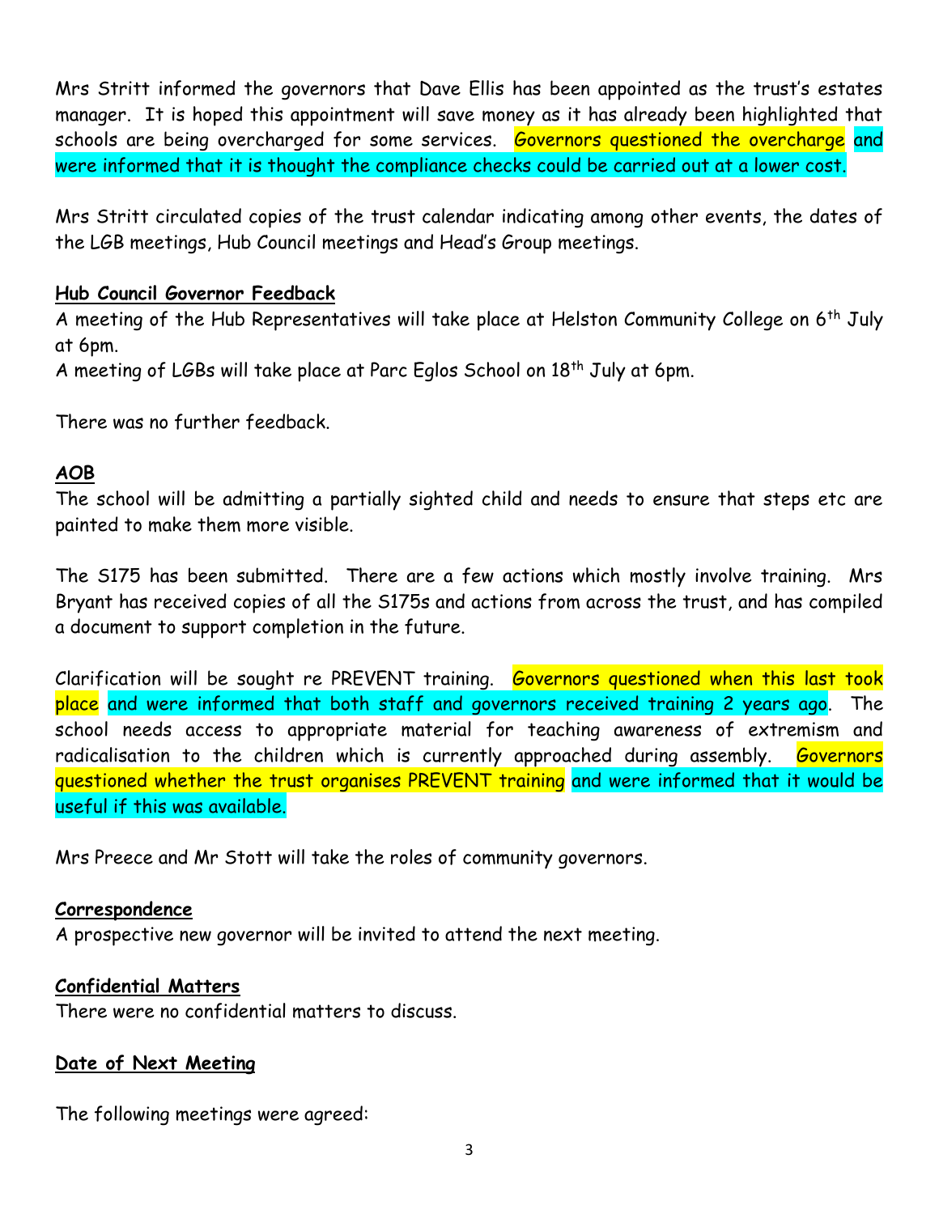Mrs Stritt informed the governors that Dave Ellis has been appointed as the trust's estates manager. It is hoped this appointment will save money as it has already been highlighted that schools are being overcharged for some services. Governors questioned the overcharge and were informed that it is thought the compliance checks could be carried out at a lower cost.

Mrs Stritt circulated copies of the trust calendar indicating among other events, the dates of the LGB meetings, Hub Council meetings and Head's Group meetings.

**Hub Council Governor Feedback**

A meeting of the Hub Representatives will take place at Helston Community College on 6th July at 6pm.

A meeting of LGBs will take place at Parc Eglos School on 18th July at 6pm.

There was no further feedback.

**AOB**

The school will be admitting a partially sighted child and needs to ensure that steps etc are painted to make them more visible.

The S175 has been submitted. There are a few actions which mostly involve training. Mrs Bryant has received copies of all the S175s and actions from across the trust, and has compiled a document to support completion in the future.

Clarification will be sought re PREVENT training. Governors questioned when this last took place and were informed that both staff and governors received training 2 years ago. The school needs access to appropriate material for teaching awareness of extremism and radicalisation to the children which is currently approached during assembly. Governors questioned whether the trust organises PREVENT training and were informed that it would be useful if this was available.

Mrs Preece and Mr Stott will take the roles of community governors.

**Correspondence**

A prospective new governor will be invited to attend the next meeting.

**Confidential Matters**

There were no confidential matters to discuss.

**Date of Next Meeting**

The following meetings were agreed: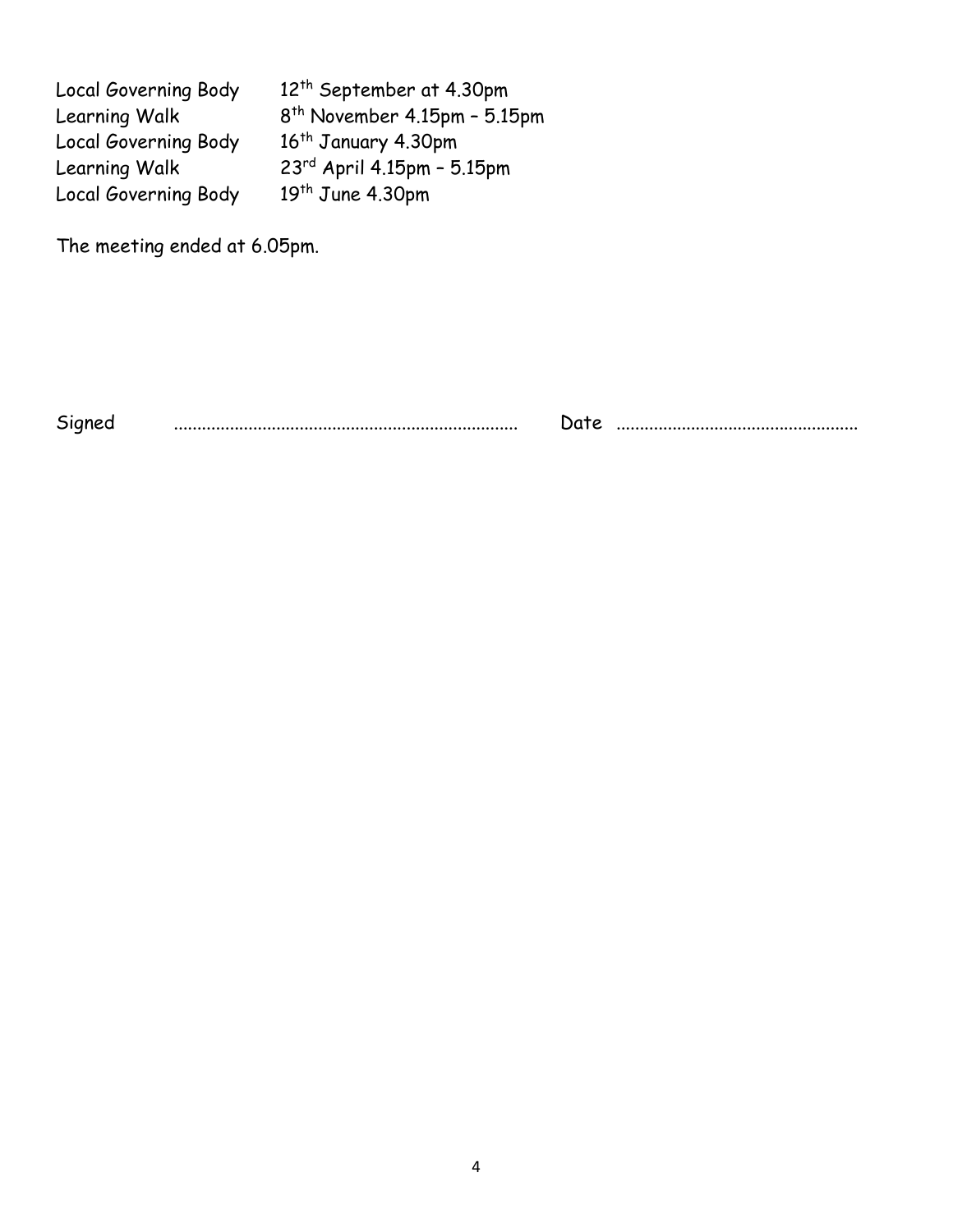| | |
|---|---|
| Local Governing Body | 12th September at 4.30pm |
| Learning Walk | 8th November 4.15pm – 5.15pm |
| Local Governing Body | 16th January 4.30pm |
| Learning Walk | 23rd April 4.15pm – 5.15pm |
| Local Governing Body | 19th June 4.30pm |

The meeting ended at 6.05pm.

Signed ........................................................................ Date ...................................................